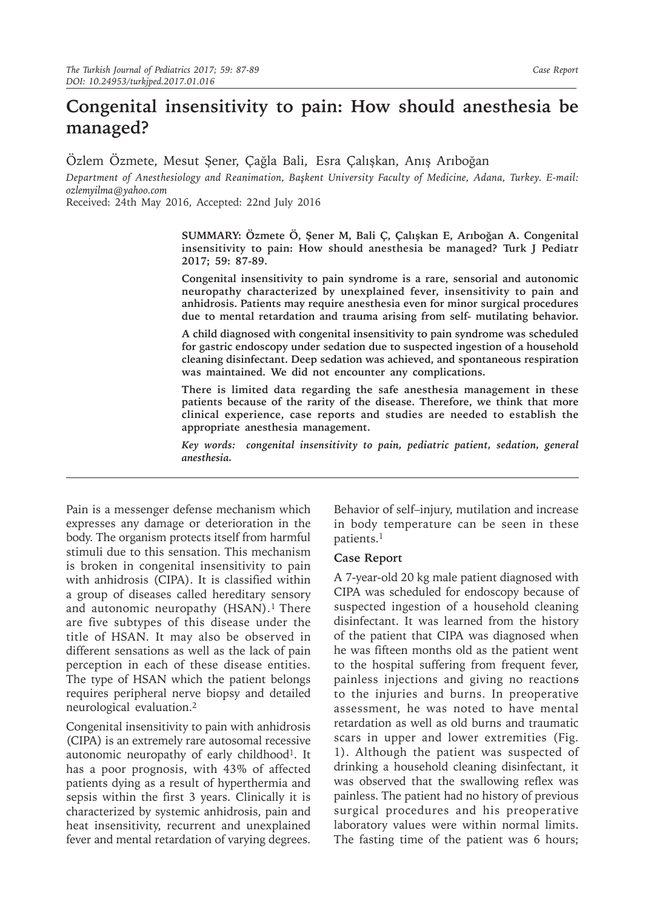# Congenital insensitivity to pain: How should anesthesia be managed?

Özlem Özmete, Mesut Şener, Çağla Bali, Esra Çalışkan, Anış Arıboğan

*Department of Anesthesiology and Reanimation, Başkent University Faculty of Medicine, Adana, Turkey. E-mail: ozlemyilma@yahoo.com*

Received: 24th May 2016, Accepted: 22nd July 2016

**SUMMARY: Özmete Ö, Şener M, Bali Ç, Çalışkan E, Arıboğan A. Congenital insensitivity to pain: How should anesthesia be managed? Turk J Pediatr 2017; 59: 87-89.**

**Congenital insensitivity to pain syndrome is a rare, sensorial and autonomic neuropathy characterized by unexplained fever, insensitivity to pain and anhidrosis. Patients may require anesthesia even for minor surgical procedures due to mental retardation and trauma arising from self- mutilating behavior.**

**A child diagnosed with congenital insensitivity to pain syndrome was scheduled for gastric endoscopy under sedation due to suspected ingestion of a household cleaning disinfectant. Deep sedation was achieved, and spontaneous respiration was maintained. We did not encounter any complications.**

**There is limited data regarding the safe anesthesia management in these patients because of the rarity of the disease. Therefore, we think that more clinical experience, case reports and studies are needed to establish the appropriate anesthesia management.**

***Key words: congenital insensitivity to pain, pediatric patient, sedation, general anesthesia.***

Pain is a messenger defense mechanism which expresses any damage or deterioration in the body. The organism protects itself from harmful stimuli due to this sensation. This mechanism is broken in congenital insensitivity to pain with anhidrosis (CIPA). It is classified within a group of diseases called hereditary sensory and autonomic neuropathy (HSAN).[1] There are five subtypes of this disease under the title of HSAN. It may also be observed in different sensations as well as the lack of pain perception in each of these disease entities. The type of HSAN which the patient belongs requires peripheral nerve biopsy and detailed neurological evaluation.[2]

Congenital insensitivity to pain with anhidrosis (CIPA) is an extremely rare autosomal recessive autonomic neuropathy of early childhood[1]. It has a poor prognosis, with 43% of affected patients dying as a result of hyperthermia and sepsis within the first 3 years. Clinically it is characterized by systemic anhidrosis, pain and heat insensitivity, recurrent and unexplained fever and mental retardation of varying degrees. Behavior of self–injury, mutilation and increase in body temperature can be seen in these patients.[1]

## Case Report

A 7-year-old 20 kg male patient diagnosed with CIPA was scheduled for endoscopy because of suspected ingestion of a household cleaning disinfectant. It was learned from the history of the patient that CIPA was diagnosed when he was fifteen months old as the patient went to the hospital suffering from frequent fever, painless injections and giving no reactions to the injuries and burns. In preoperative assessment, he was noted to have mental retardation as well as old burns and traumatic scars in upper and lower extremities (Fig. 1). Although the patient was suspected of drinking a household cleaning disinfectant, it was observed that the swallowing reflex was painless. The patient had no history of previous surgical procedures and his preoperative laboratory values were within normal limits. The fasting time of the patient was 6 hours;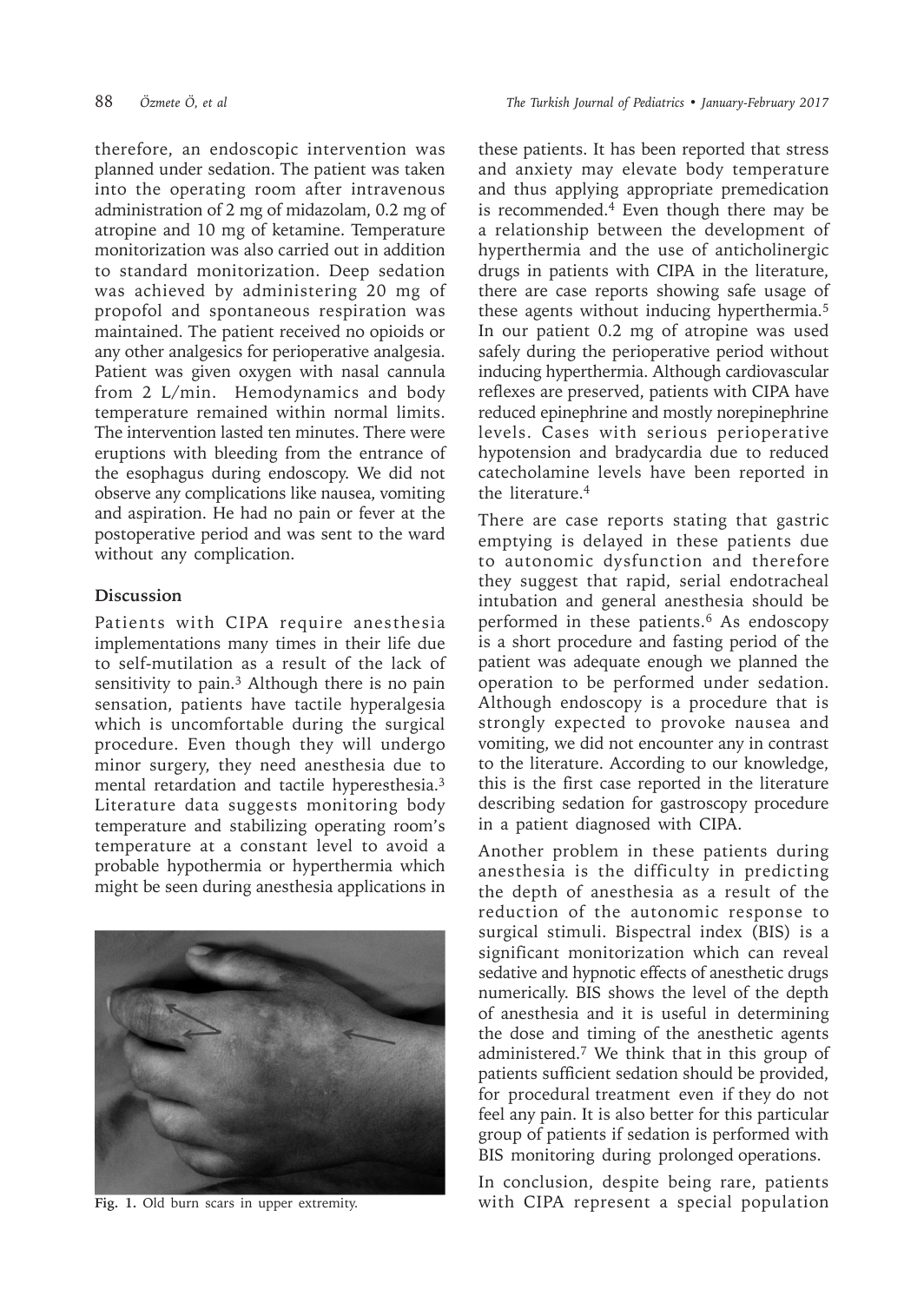therefore, an endoscopic intervention was planned under sedation. The patient was taken into the operating room after intravenous administration of 2 mg of midazolam, 0.2 mg of atropine and 10 mg of ketamine. Temperature monitorization was also carried out in addition to standard monitorization. Deep sedation was achieved by administering 20 mg of propofol and spontaneous respiration was maintained. The patient received no opioids or any other analgesics for perioperative analgesia. Patient was given oxygen with nasal cannula from 2 L/min. Hemodynamics and body temperature remained within normal limits. The intervention lasted ten minutes. There were eruptions with bleeding from the entrance of the esophagus during endoscopy. We did not observe any complications like nausea, vomiting and aspiration. He had no pain or fever at the postoperative period and was sent to the ward without any complication.

## Discussion

Patients with CIPA require anesthesia implementations many times in their life due to self-mutilation as a result of the lack of sensitivity to pain.[3] Although there is no pain sensation, patients have tactile hyperalgesia which is uncomfortable during the surgical procedure. Even though they will undergo minor surgery, they need anesthesia due to mental retardation and tactile hyperesthesia.[3] Literature data suggests monitoring body temperature and stabilizing operating room's temperature at a constant level to avoid a probable hypothermia or hyperthermia which might be seen during anesthesia applications in these patients. It has been reported that stress and anxiety may elevate body temperature and thus applying appropriate premedication is recommended.[4] Even though there may be a relationship between the development of hyperthermia and the use of anticholinergic drugs in patients with CIPA in the literature, there are case reports showing safe usage of these agents without inducing hyperthermia.[5] In our patient 0.2 mg of atropine was used safely during the perioperative period without inducing hyperthermia. Although cardiovascular reflexes are preserved, patients with CIPA have reduced epinephrine and mostly norepinephrine levels. Cases with serious perioperative hypotension and bradycardia due to reduced catecholamine levels have been reported in the literature.[4]

Fig. 1. Old burn scars in upper extremity.

There are case reports stating that gastric emptying is delayed in these patients due to autonomic dysfunction and therefore they suggest that rapid, serial endotracheal intubation and general anesthesia should be performed in these patients.[6] As endoscopy is a short procedure and fasting period of the patient was adequate enough we planned the operation to be performed under sedation. Although endoscopy is a procedure that is strongly expected to provoke nausea and vomiting, we did not encounter any in contrast to the literature. According to our knowledge, this is the first case reported in the literature describing sedation for gastroscopy procedure in a patient diagnosed with CIPA.

Another problem in these patients during anesthesia is the difficulty in predicting the depth of anesthesia as a result of the reduction of the autonomic response to surgical stimuli. Bispectral index (BIS) is a significant monitorization which can reveal sedative and hypnotic effects of anesthetic drugs numerically. BIS shows the level of the depth of anesthesia and it is useful in determining the dose and timing of the anesthetic agents administered.[7] We think that in this group of patients sufficient sedation should be provided, for procedural treatment even if they do not feel any pain. It is also better for this particular group of patients if sedation is performed with BIS monitoring during prolonged operations.

In conclusion, despite being rare, patients with CIPA represent a special population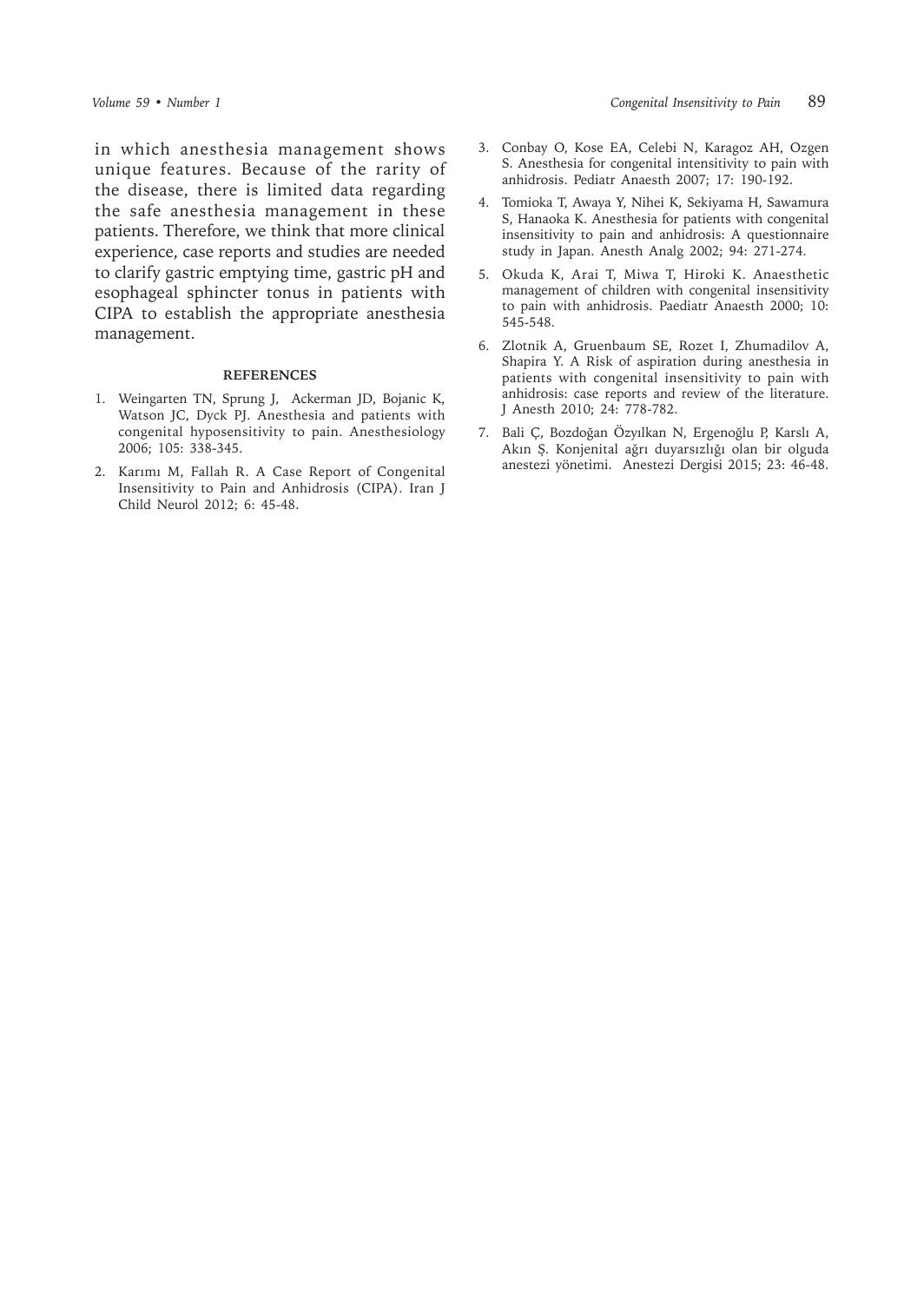in which anesthesia management shows unique features. Because of the rarity of the disease, there is limited data regarding the safe anesthesia management in these patients. Therefore, we think that more clinical experience, case reports and studies are needed to clarify gastric emptying time, gastric pH and esophageal sphincter tonus in patients with CIPA to establish the appropriate anesthesia management.

## REFERENCES

1. Weingarten TN, Sprung J, Ackerman JD, Bojanic K, Watson JC, Dyck PJ. Anesthesia and patients with congenital hyposensitivity to pain. Anesthesiology 2006; 105: 338-345.
2. Karımı M, Fallah R. A Case Report of Congenital Insensitivity to Pain and Anhidrosis (CIPA). Iran J Child Neurol 2012; 6: 45-48.
3. Conbay O, Kose EA, Celebi N, Karagoz AH, Ozgen S. Anesthesia for congenital intensitivity to pain with anhidrosis. Pediatr Anaesth 2007; 17: 190-192.
4. Tomioka T, Awaya Y, Nihei K, Sekiyama H, Sawamura S, Hanaoka K. Anesthesia for patients with congenital insensitivity to pain and anhidrosis: A questionnaire study in Japan. Anesth Analg 2002; 94: 271-274.
5. Okuda K, Arai T, Miwa T, Hiroki K. Anaesthetic management of children with congenital insensitivity to pain with anhidrosis. Paediatr Anaesth 2000; 10: 545-548.
6. Zlotnik A, Gruenbaum SE, Rozet I, Zhumadilov A, Shapira Y. A Risk of aspiration during anesthesia in patients with congenital insensitivity to pain with anhidrosis: case reports and review of the literature. J Anesth 2010; 24: 778-782.
7. Bali Ç, Bozdoğan Özyılkan N, Ergenoğlu P, Karslı A, Akın Ş. Konjenital ağrı duyarsızlığı olan bir olguda anestezi yönetimi. Anestezi Dergisi 2015; 23: 46-48.